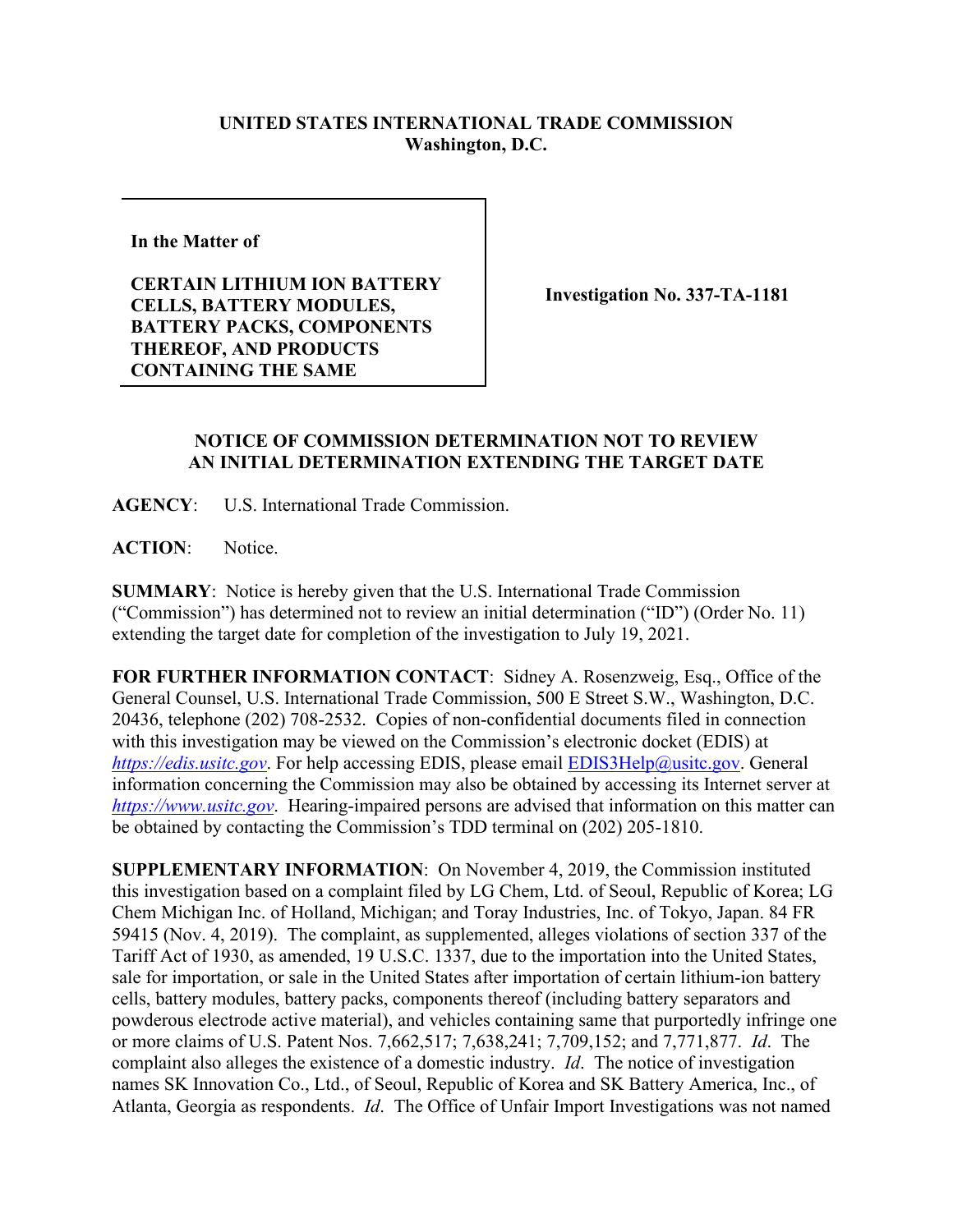**UNITED STATES INTERNATIONAL TRADE COMMISSION**
**Washington, D.C.**

**In the Matter of**

**CERTAIN LITHIUM ION BATTERY CELLS, BATTERY MODULES, BATTERY PACKS, COMPONENTS THEREOF, AND PRODUCTS CONTAINING THE SAME**

**Investigation No. 337-TA-1181**

## NOTICE OF COMMISSION DETERMINATION NOT TO REVIEW AN INITIAL DETERMINATION EXTENDING THE TARGET DATE

**AGENCY**: U.S. International Trade Commission.

**ACTION**: Notice.

**SUMMARY**: Notice is hereby given that the U.S. International Trade Commission ("Commission") has determined not to review an initial determination ("ID") (Order No. 11) extending the target date for completion of the investigation to July 19, 2021.

**FOR FURTHER INFORMATION CONTACT**: Sidney A. Rosenzweig, Esq., Office of the General Counsel, U.S. International Trade Commission, 500 E Street S.W., Washington, D.C. 20436, telephone (202) 708-2532. Copies of non-confidential documents filed in connection with this investigation may be viewed on the Commission's electronic docket (EDIS) at *https://edis.usitc.gov*. For help accessing EDIS, please email EDIS3Help@usitc.gov. General information concerning the Commission may also be obtained by accessing its Internet server at *https://www.usitc.gov*. Hearing-impaired persons are advised that information on this matter can be obtained by contacting the Commission's TDD terminal on (202) 205-1810.

**SUPPLEMENTARY INFORMATION**: On November 4, 2019, the Commission instituted this investigation based on a complaint filed by LG Chem, Ltd. of Seoul, Republic of Korea; LG Chem Michigan Inc. of Holland, Michigan; and Toray Industries, Inc. of Tokyo, Japan. 84 FR 59415 (Nov. 4, 2019). The complaint, as supplemented, alleges violations of section 337 of the Tariff Act of 1930, as amended, 19 U.S.C. 1337, due to the importation into the United States, sale for importation, or sale in the United States after importation of certain lithium-ion battery cells, battery modules, battery packs, components thereof (including battery separators and powderous electrode active material), and vehicles containing same that purportedly infringe one or more claims of U.S. Patent Nos. 7,662,517; 7,638,241; 7,709,152; and 7,771,877. *Id*. The complaint also alleges the existence of a domestic industry. *Id*. The notice of investigation names SK Innovation Co., Ltd., of Seoul, Republic of Korea and SK Battery America, Inc., of Atlanta, Georgia as respondents. *Id*. The Office of Unfair Import Investigations was not named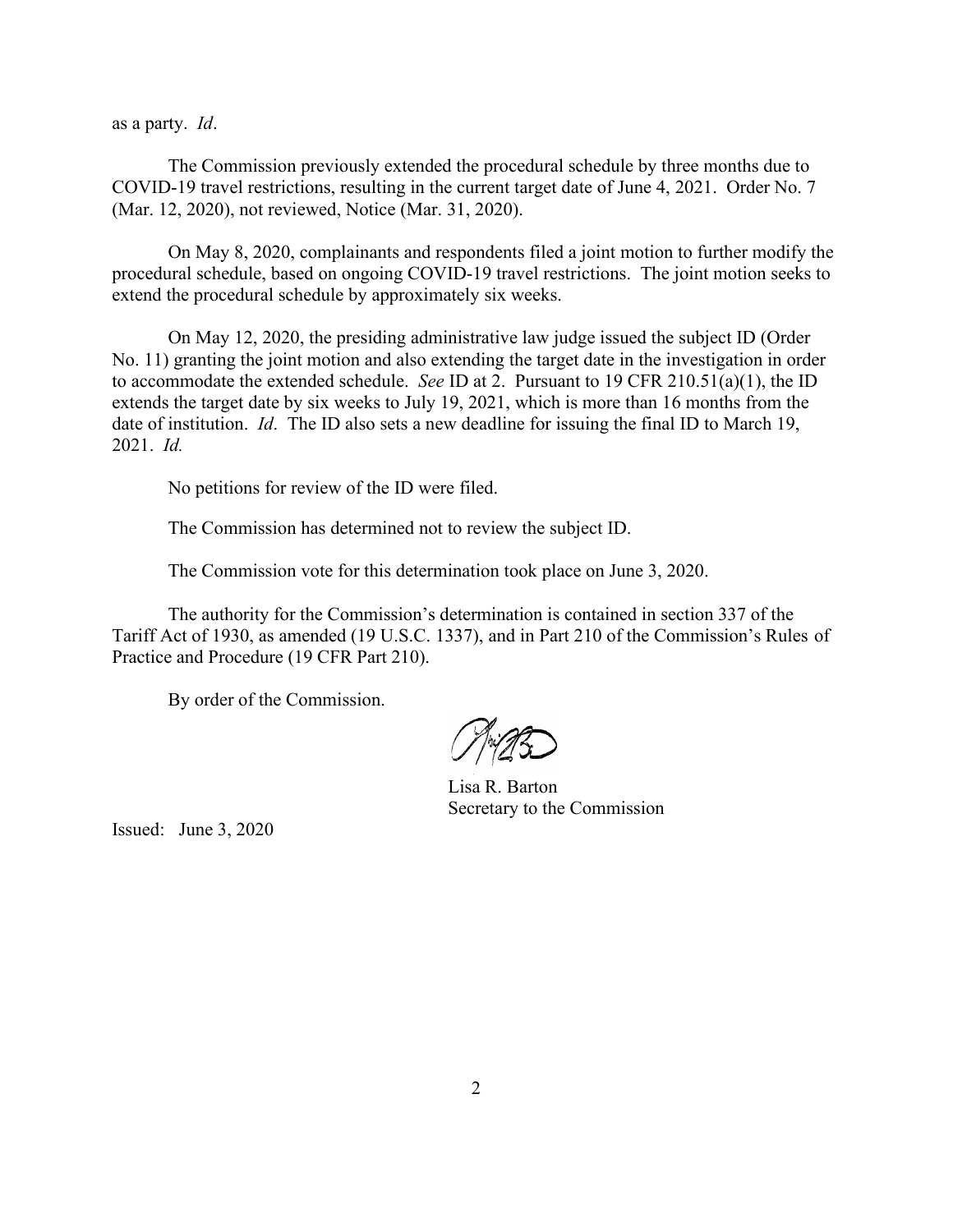as a party. *Id*.

The Commission previously extended the procedural schedule by three months due to COVID-19 travel restrictions, resulting in the current target date of June 4, 2021. Order No. 7 (Mar. 12, 2020), not reviewed, Notice (Mar. 31, 2020).

On May 8, 2020, complainants and respondents filed a joint motion to further modify the procedural schedule, based on ongoing COVID-19 travel restrictions. The joint motion seeks to extend the procedural schedule by approximately six weeks.

On May 12, 2020, the presiding administrative law judge issued the subject ID (Order No. 11) granting the joint motion and also extending the target date in the investigation in order to accommodate the extended schedule. *See* ID at 2. Pursuant to 19 CFR 210.51(a)(1), the ID extends the target date by six weeks to July 19, 2021, which is more than 16 months from the date of institution. *Id*. The ID also sets a new deadline for issuing the final ID to March 19, 2021. *Id.*

No petitions for review of the ID were filed.

The Commission has determined not to review the subject ID.

The Commission vote for this determination took place on June 3, 2020.

The authority for the Commission's determination is contained in section 337 of the Tariff Act of 1930, as amended (19 U.S.C. 1337), and in Part 210 of the Commission's Rules of Practice and Procedure (19 CFR Part 210).

By order of the Commission.

Lisa R. Barton
Secretary to the Commission

Issued: June 3, 2020